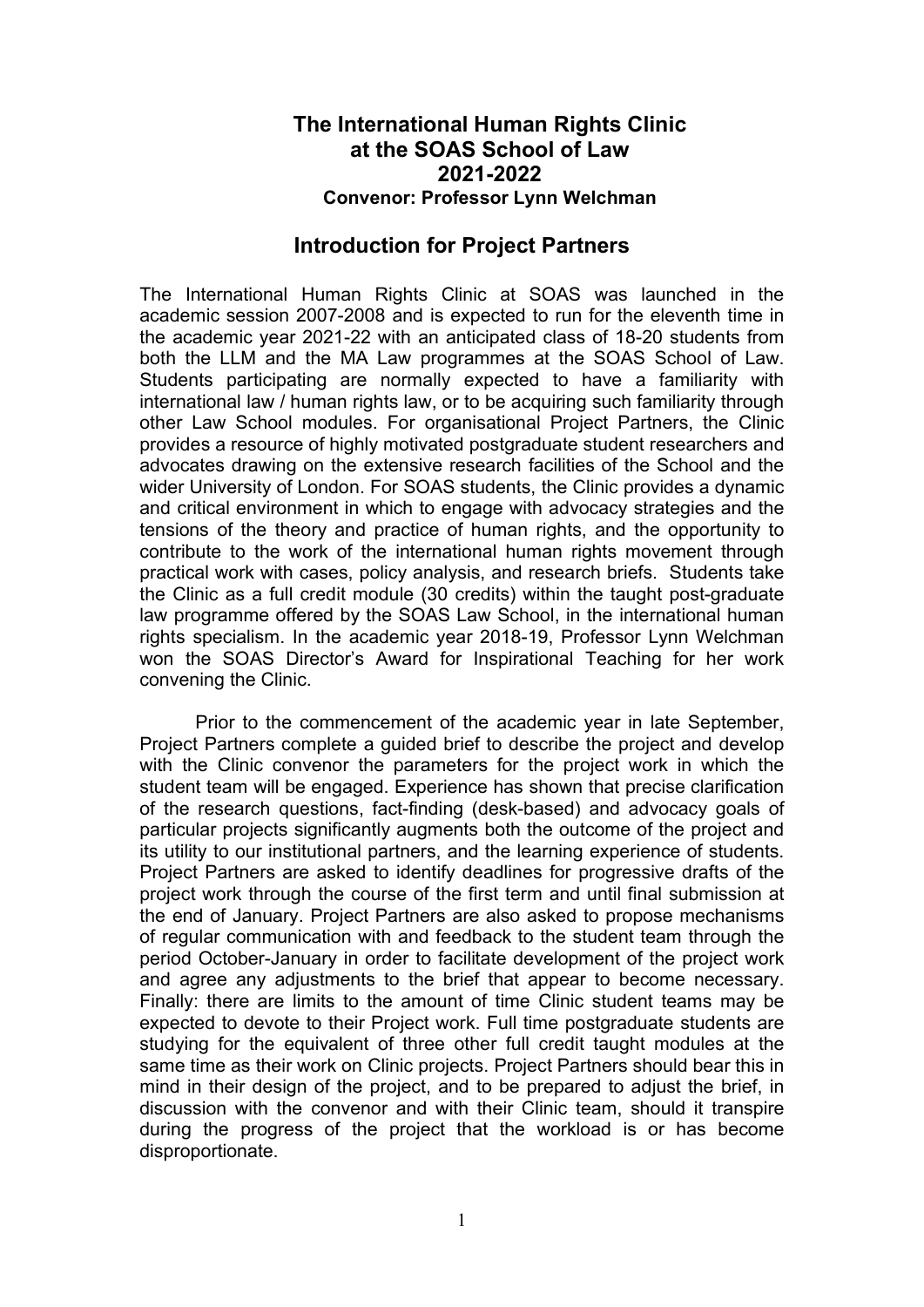# The International Human Rights Clinic at the SOAS School of Law 2021-2022

**Convenor: Professor Lynn Welchman**

## Introduction for Project Partners

The International Human Rights Clinic at SOAS was launched in the academic session 2007-2008 and is expected to run for the eleventh time in the academic year 2021-22 with an anticipated class of 18-20 students from both the LLM and the MA Law programmes at the SOAS School of Law. Students participating are normally expected to have a familiarity with international law / human rights law, or to be acquiring such familiarity through other Law School modules. For organisational Project Partners, the Clinic provides a resource of highly motivated postgraduate student researchers and advocates drawing on the extensive research facilities of the School and the wider University of London. For SOAS students, the Clinic provides a dynamic and critical environment in which to engage with advocacy strategies and the tensions of the theory and practice of human rights, and the opportunity to contribute to the work of the international human rights movement through practical work with cases, policy analysis, and research briefs. Students take the Clinic as a full credit module (30 credits) within the taught post-graduate law programme offered by the SOAS Law School, in the international human rights specialism. In the academic year 2018-19, Professor Lynn Welchman won the SOAS Director's Award for Inspirational Teaching for her work convening the Clinic.

Prior to the commencement of the academic year in late September, Project Partners complete a guided brief to describe the project and develop with the Clinic convenor the parameters for the project work in which the student team will be engaged. Experience has shown that precise clarification of the research questions, fact-finding (desk-based) and advocacy goals of particular projects significantly augments both the outcome of the project and its utility to our institutional partners, and the learning experience of students. Project Partners are asked to identify deadlines for progressive drafts of the project work through the course of the first term and until final submission at the end of January. Project Partners are also asked to propose mechanisms of regular communication with and feedback to the student team through the period October-January in order to facilitate development of the project work and agree any adjustments to the brief that appear to become necessary. Finally: there are limits to the amount of time Clinic student teams may be expected to devote to their Project work. Full time postgraduate students are studying for the equivalent of three other full credit taught modules at the same time as their work on Clinic projects. Project Partners should bear this in mind in their design of the project, and to be prepared to adjust the brief, in discussion with the convenor and with their Clinic team, should it transpire during the progress of the project that the workload is or has become disproportionate.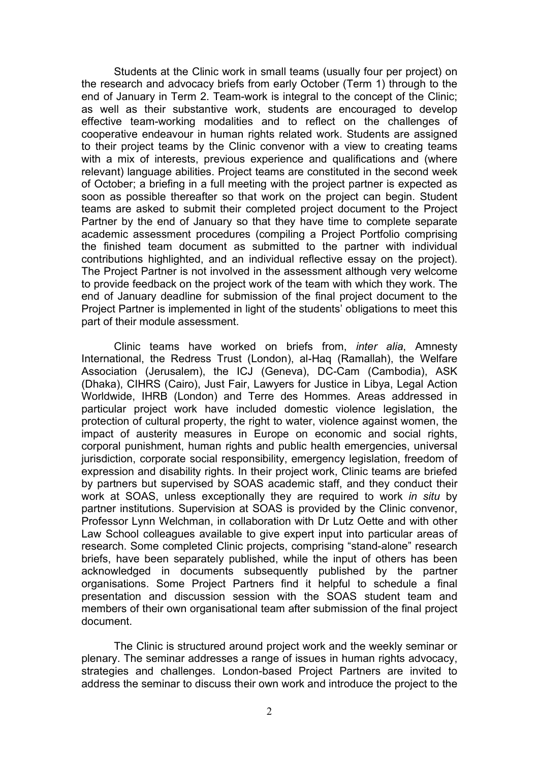Students at the Clinic work in small teams (usually four per project) on the research and advocacy briefs from early October (Term 1) through to the end of January in Term 2. Team-work is integral to the concept of the Clinic; as well as their substantive work, students are encouraged to develop effective team-working modalities and to reflect on the challenges of cooperative endeavour in human rights related work. Students are assigned to their project teams by the Clinic convenor with a view to creating teams with a mix of interests, previous experience and qualifications and (where relevant) language abilities. Project teams are constituted in the second week of October; a briefing in a full meeting with the project partner is expected as soon as possible thereafter so that work on the project can begin. Student teams are asked to submit their completed project document to the Project Partner by the end of January so that they have time to complete separate academic assessment procedures (compiling a Project Portfolio comprising the finished team document as submitted to the partner with individual contributions highlighted, and an individual reflective essay on the project). The Project Partner is not involved in the assessment although very welcome to provide feedback on the project work of the team with which they work. The end of January deadline for submission of the final project document to the Project Partner is implemented in light of the students' obligations to meet this part of their module assessment.

Clinic teams have worked on briefs from, *inter alia*, Amnesty International, the Redress Trust (London), al-Haq (Ramallah), the Welfare Association (Jerusalem), the ICJ (Geneva), DC-Cam (Cambodia), ASK (Dhaka), CIHRS (Cairo), Just Fair, Lawyers for Justice in Libya, Legal Action Worldwide, IHRB (London) and Terre des Hommes. Areas addressed in particular project work have included domestic violence legislation, the protection of cultural property, the right to water, violence against women, the impact of austerity measures in Europe on economic and social rights, corporal punishment, human rights and public health emergencies, universal jurisdiction, corporate social responsibility, emergency legislation, freedom of expression and disability rights. In their project work, Clinic teams are briefed by partners but supervised by SOAS academic staff, and they conduct their work at SOAS, unless exceptionally they are required to work *in situ* by partner institutions. Supervision at SOAS is provided by the Clinic convenor, Professor Lynn Welchman, in collaboration with Dr Lutz Oette and with other Law School colleagues available to give expert input into particular areas of research. Some completed Clinic projects, comprising "stand-alone" research briefs, have been separately published, while the input of others has been acknowledged in documents subsequently published by the partner organisations. Some Project Partners find it helpful to schedule a final presentation and discussion session with the SOAS student team and members of their own organisational team after submission of the final project document.

The Clinic is structured around project work and the weekly seminar or plenary. The seminar addresses a range of issues in human rights advocacy, strategies and challenges. London-based Project Partners are invited to address the seminar to discuss their own work and introduce the project to the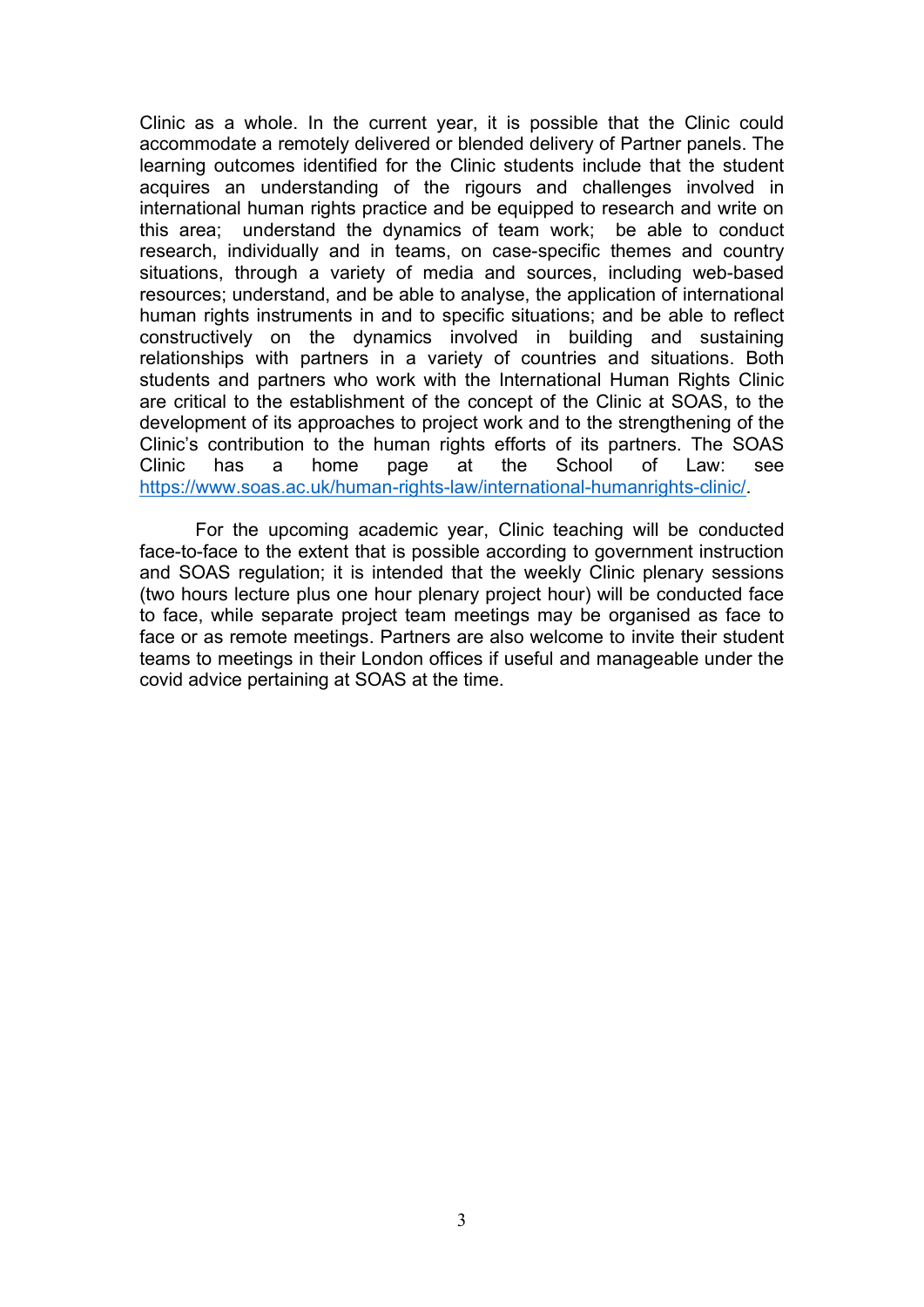Clinic as a whole. In the current year, it is possible that the Clinic could accommodate a remotely delivered or blended delivery of Partner panels. The learning outcomes identified for the Clinic students include that the student acquires an understanding of the rigours and challenges involved in international human rights practice and be equipped to research and write on this area; understand the dynamics of team work; be able to conduct research, individually and in teams, on case-specific themes and country situations, through a variety of media and sources, including web-based resources; understand, and be able to analyse, the application of international human rights instruments in and to specific situations; and be able to reflect constructively on the dynamics involved in building and sustaining relationships with partners in a variety of countries and situations. Both students and partners who work with the International Human Rights Clinic are critical to the establishment of the concept of the Clinic at SOAS, to the development of its approaches to project work and to the strengthening of the Clinic's contribution to the human rights efforts of its partners. The SOAS Clinic has a home page at the School of Law: see https://www.soas.ac.uk/human-rights-law/international-humanrights-clinic/.

For the upcoming academic year, Clinic teaching will be conducted face-to-face to the extent that is possible according to government instruction and SOAS regulation; it is intended that the weekly Clinic plenary sessions (two hours lecture plus one hour plenary project hour) will be conducted face to face, while separate project team meetings may be organised as face to face or as remote meetings. Partners are also welcome to invite their student teams to meetings in their London offices if useful and manageable under the covid advice pertaining at SOAS at the time.